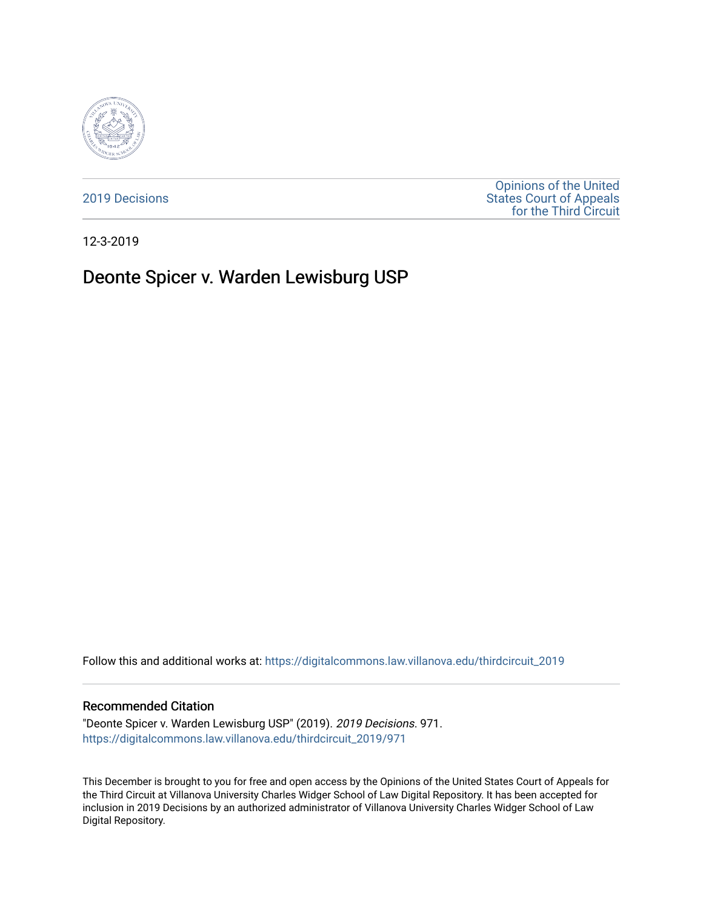2019 Decisions

Opinions of the United States Court of Appeals for the Third Circuit

12-3-2019

# Deonte Spicer v. Warden Lewisburg USP

Follow this and additional works at: https://digitalcommons.law.villanova.edu/thirdcircuit_2019

## Recommended Citation

"Deonte Spicer v. Warden Lewisburg USP" (2019). *2019 Decisions*. 971.
https://digitalcommons.law.villanova.edu/thirdcircuit_2019/971

This December is brought to you for free and open access by the Opinions of the United States Court of Appeals for the Third Circuit at Villanova University Charles Widger School of Law Digital Repository. It has been accepted for inclusion in 2019 Decisions by an authorized administrator of Villanova University Charles Widger School of Law Digital Repository.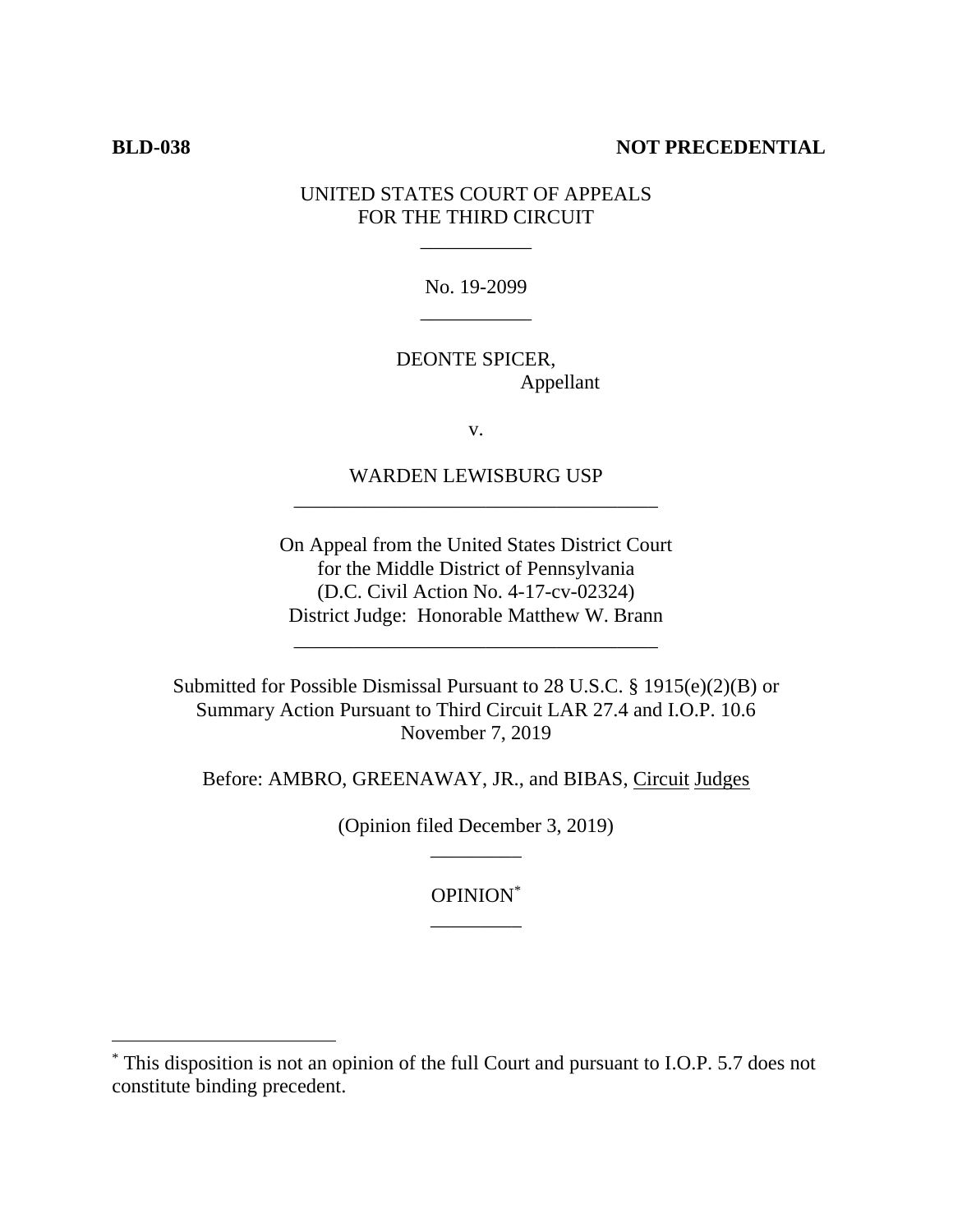**BLD-038** **NOT PRECEDENTIAL**

UNITED STATES COURT OF APPEALS
FOR THE THIRD CIRCUIT

___________

No. 19-2099

___________

DEONTE SPICER,
Appellant

v.

WARDEN LEWISBURG USP

____________________________________

On Appeal from the United States District Court
for the Middle District of Pennsylvania
(D.C. Civil Action No. 4-17-cv-02324)
District Judge: Honorable Matthew W. Brann

____________________________________

Submitted for Possible Dismissal Pursuant to 28 U.S.C. § 1915(e)(2)(B) or
Summary Action Pursuant to Third Circuit LAR 27.4 and I.O.P. 10.6
November 7, 2019

Before: AMBRO, GREENAWAY, JR., and BIBAS, Circuit Judges

(Opinion filed December 3, 2019)

_________

OPINION[*]

_________

---

[*] This disposition is not an opinion of the full Court and pursuant to I.O.P. 5.7 does not constitute binding precedent.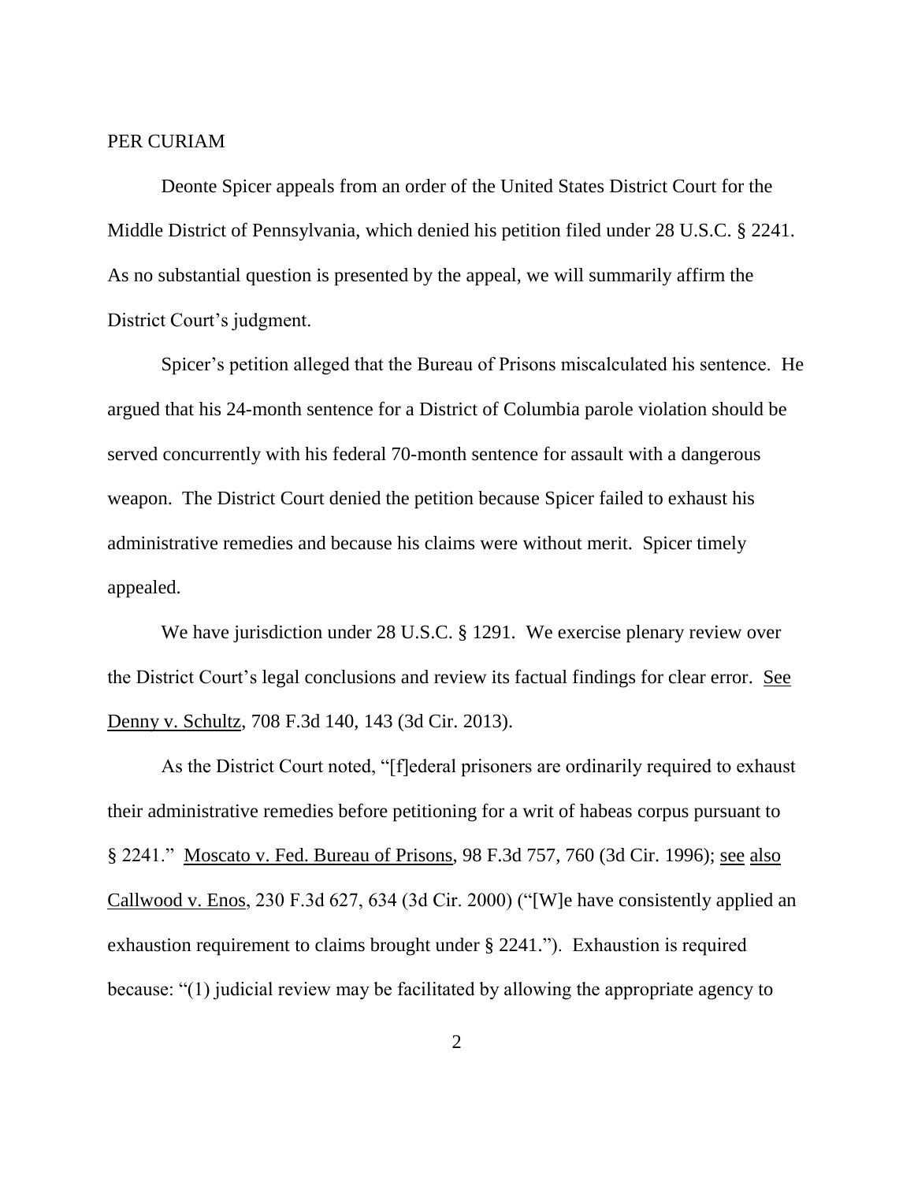PER CURIAM

Deonte Spicer appeals from an order of the United States District Court for the Middle District of Pennsylvania, which denied his petition filed under 28 U.S.C. § 2241. As no substantial question is presented by the appeal, we will summarily affirm the District Court's judgment.

Spicer's petition alleged that the Bureau of Prisons miscalculated his sentence. He argued that his 24-month sentence for a District of Columbia parole violation should be served concurrently with his federal 70-month sentence for assault with a dangerous weapon. The District Court denied the petition because Spicer failed to exhaust his administrative remedies and because his claims were without merit. Spicer timely appealed.

We have jurisdiction under 28 U.S.C. § 1291. We exercise plenary review over the District Court's legal conclusions and review its factual findings for clear error. See Denny v. Schultz, 708 F.3d 140, 143 (3d Cir. 2013).

As the District Court noted, "[f]ederal prisoners are ordinarily required to exhaust their administrative remedies before petitioning for a writ of habeas corpus pursuant to § 2241." Moscato v. Fed. Bureau of Prisons, 98 F.3d 757, 760 (3d Cir. 1996); see also Callwood v. Enos, 230 F.3d 627, 634 (3d Cir. 2000) ("[W]e have consistently applied an exhaustion requirement to claims brought under § 2241."). Exhaustion is required because: "(1) judicial review may be facilitated by allowing the appropriate agency to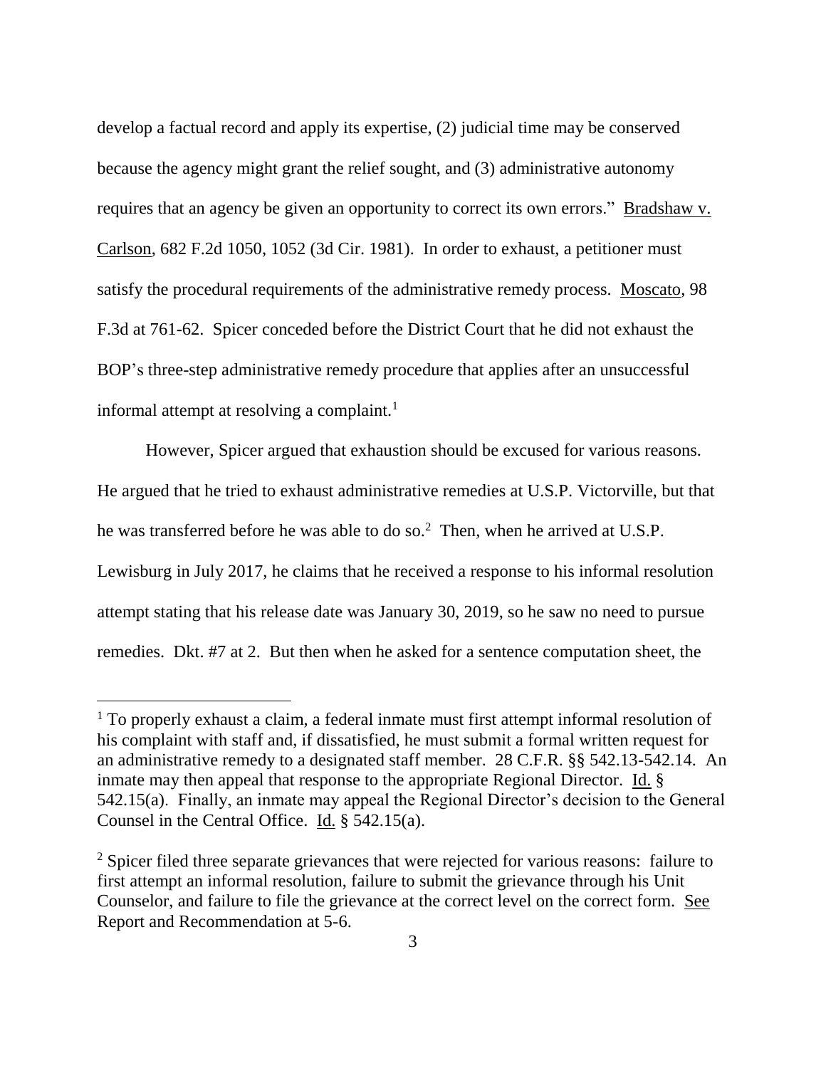develop a factual record and apply its expertise, (2) judicial time may be conserved because the agency might grant the relief sought, and (3) administrative autonomy requires that an agency be given an opportunity to correct its own errors." Bradshaw v. Carlson, 682 F.2d 1050, 1052 (3d Cir. 1981). In order to exhaust, a petitioner must satisfy the procedural requirements of the administrative remedy process. Moscato, 98 F.3d at 761-62. Spicer conceded before the District Court that he did not exhaust the BOP's three-step administrative remedy procedure that applies after an unsuccessful informal attempt at resolving a complaint.[1]

However, Spicer argued that exhaustion should be excused for various reasons. He argued that he tried to exhaust administrative remedies at U.S.P. Victorville, but that he was transferred before he was able to do so.[2] Then, when he arrived at U.S.P. Lewisburg in July 2017, he claims that he received a response to his informal resolution attempt stating that his release date was January 30, 2019, so he saw no need to pursue remedies. Dkt. #7 at 2. But then when he asked for a sentence computation sheet, the

---

[1] To properly exhaust a claim, a federal inmate must first attempt informal resolution of his complaint with staff and, if dissatisfied, he must submit a formal written request for an administrative remedy to a designated staff member. 28 C.F.R. §§ 542.13-542.14. An inmate may then appeal that response to the appropriate Regional Director. Id. § 542.15(a). Finally, an inmate may appeal the Regional Director's decision to the General Counsel in the Central Office. Id. § 542.15(a).

[2] Spicer filed three separate grievances that were rejected for various reasons: failure to first attempt an informal resolution, failure to submit the grievance through his Unit Counselor, and failure to file the grievance at the correct level on the correct form. See Report and Recommendation at 5-6.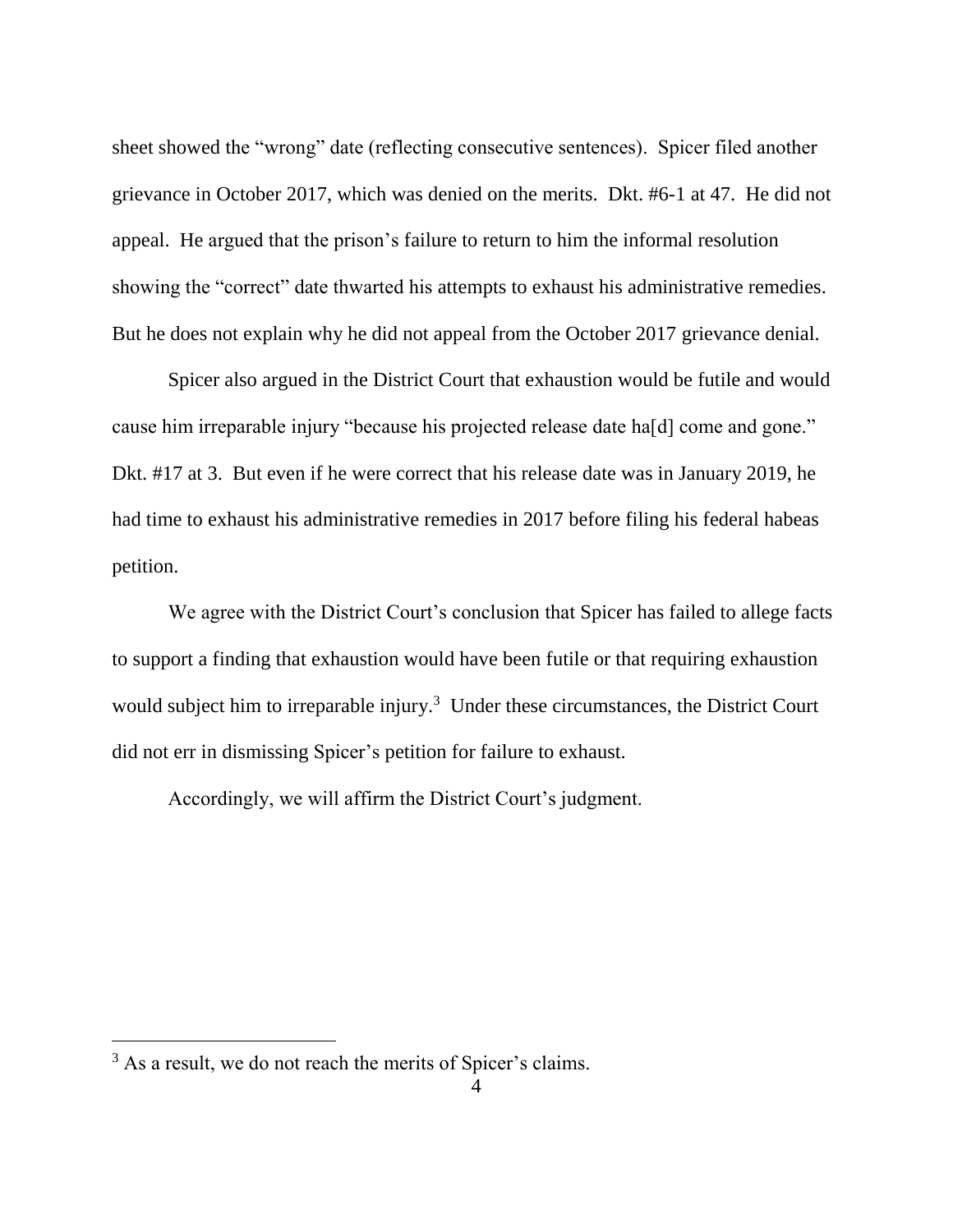sheet showed the "wrong" date (reflecting consecutive sentences). Spicer filed another grievance in October 2017, which was denied on the merits. Dkt. #6-1 at 47. He did not appeal. He argued that the prison's failure to return to him the informal resolution showing the "correct" date thwarted his attempts to exhaust his administrative remedies. But he does not explain why he did not appeal from the October 2017 grievance denial.

Spicer also argued in the District Court that exhaustion would be futile and would cause him irreparable injury "because his projected release date ha[d] come and gone." Dkt. #17 at 3. But even if he were correct that his release date was in January 2019, he had time to exhaust his administrative remedies in 2017 before filing his federal habeas petition.

We agree with the District Court's conclusion that Spicer has failed to allege facts to support a finding that exhaustion would have been futile or that requiring exhaustion would subject him to irreparable injury.[3] Under these circumstances, the District Court did not err in dismissing Spicer's petition for failure to exhaust.

Accordingly, we will affirm the District Court's judgment.

---

[3] As a result, we do not reach the merits of Spicer's claims.